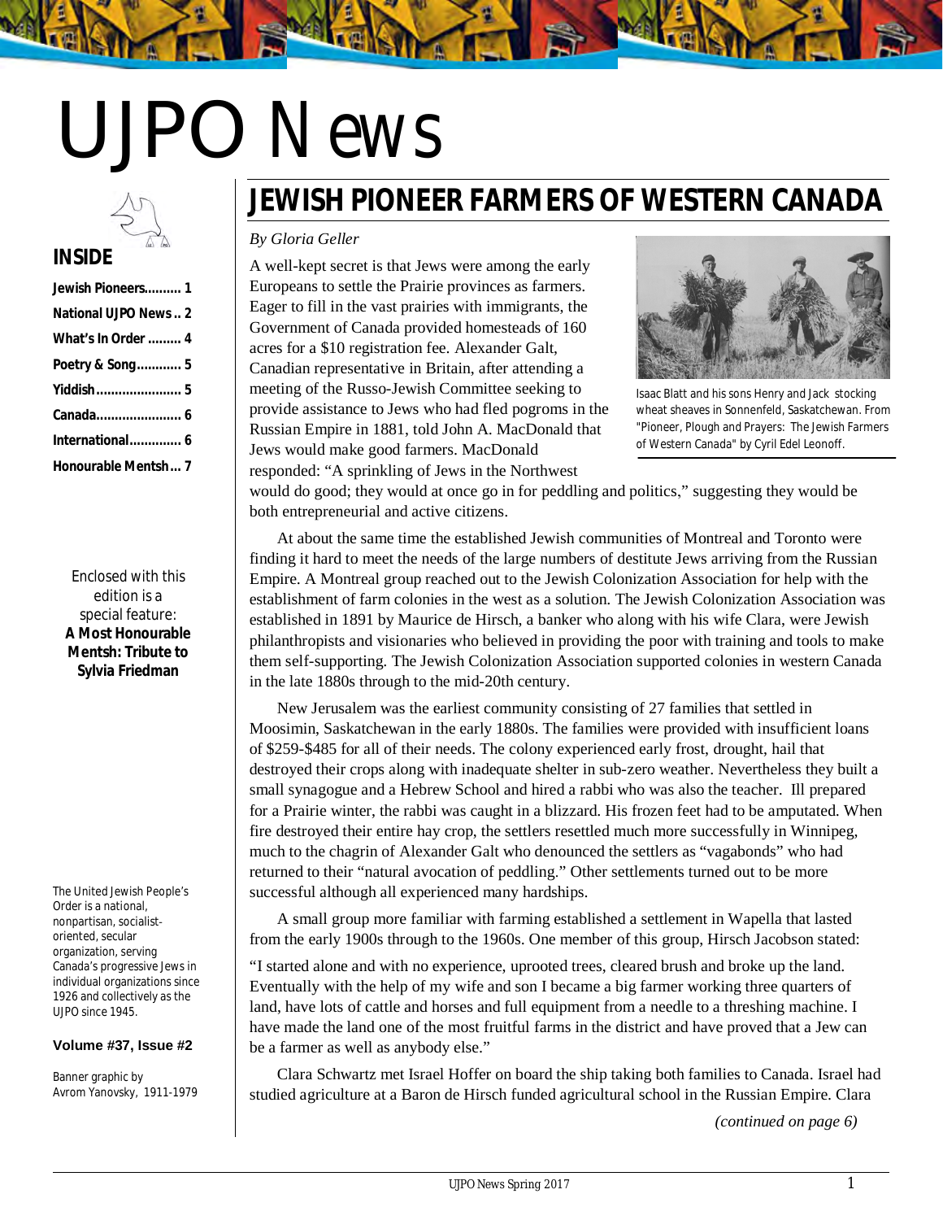# UJPO News

## INSIDE

- Jewish Pioneers.......... 1
- National UJPO News .. 2
- What's In Order ......... 4
- Poetry & Song............ 5
- Yiddish....................... 5
- Canada....................... 6
- International.............. 6
- Honourable Mentsh... 7

Enclosed with this edition is a special feature:
**A Most Honourable Mentsh: Tribute to Sylvia Friedman**

The United Jewish People's Order is a national, nonpartisan, socialist-oriented, secular organization, serving Canada's progressive Jews in individual organizations since 1926 and collectively as the UJPO since 1945.

**Volume #37, Issue #2**

Banner graphic by Avrom Yanovsky, 1911-1979

# JEWISH PIONEER FARMERS OF WESTERN CANADA

*By Gloria Geller*

A well-kept secret is that Jews were among the early Europeans to settle the Prairie provinces as farmers. Eager to fill in the vast prairies with immigrants, the Government of Canada provided homesteads of 160 acres for a $10 registration fee. Alexander Galt, Canadian representative in Britain, after attending a meeting of the Russo-Jewish Committee seeking to provide assistance to Jews who had fled pogroms in the Russian Empire in 1881, told John A. MacDonald that Jews would make good farmers. MacDonald responded: "A sprinkling of Jews in the Northwest would do good; they would at once go in for peddling and politics," suggesting they would be both entrepreneurial and active citizens.

Isaac Blatt and his sons Henry and Jack stocking wheat sheaves in Sonnenfeld, Saskatchewan. From "Pioneer, Plough and Prayers: The Jewish Farmers of Western Canada" by Cyril Edel Leonoff.

At about the same time the established Jewish communities of Montreal and Toronto were finding it hard to meet the needs of the large numbers of destitute Jews arriving from the Russian Empire. A Montreal group reached out to the Jewish Colonization Association for help with the establishment of farm colonies in the west as a solution. The Jewish Colonization Association was established in 1891 by Maurice de Hirsch, a banker who along with his wife Clara, were Jewish philanthropists and visionaries who believed in providing the poor with training and tools to make them self-supporting. The Jewish Colonization Association supported colonies in western Canada in the late 1880s through to the mid-20th century.

New Jerusalem was the earliest community consisting of 27 families that settled in Moosimin, Saskatchewan in the early 1880s. The families were provided with insufficient loans of $259-$485 for all of their needs. The colony experienced early frost, drought, hail that destroyed their crops along with inadequate shelter in sub-zero weather. Nevertheless they built a small synagogue and a Hebrew School and hired a rabbi who was also the teacher. Ill prepared for a Prairie winter, the rabbi was caught in a blizzard. His frozen feet had to be amputated. When fire destroyed their entire hay crop, the settlers resettled much more successfully in Winnipeg, much to the chagrin of Alexander Galt who denounced the settlers as "vagabonds" who had returned to their "natural avocation of peddling." Other settlements turned out to be more successful although all experienced many hardships.

A small group more familiar with farming established a settlement in Wapella that lasted from the early 1900s through to the 1960s. One member of this group, Hirsch Jacobson stated:

"I started alone and with no experience, uprooted trees, cleared brush and broke up the land. Eventually with the help of my wife and son I became a big farmer working three quarters of land, have lots of cattle and horses and full equipment from a needle to a threshing machine. I have made the land one of the most fruitful farms in the district and have proved that a Jew can be a farmer as well as anybody else."

Clara Schwartz met Israel Hoffer on board the ship taking both families to Canada. Israel had studied agriculture at a Baron de Hirsch funded agricultural school in the Russian Empire. Clara

*(continued on page 6)*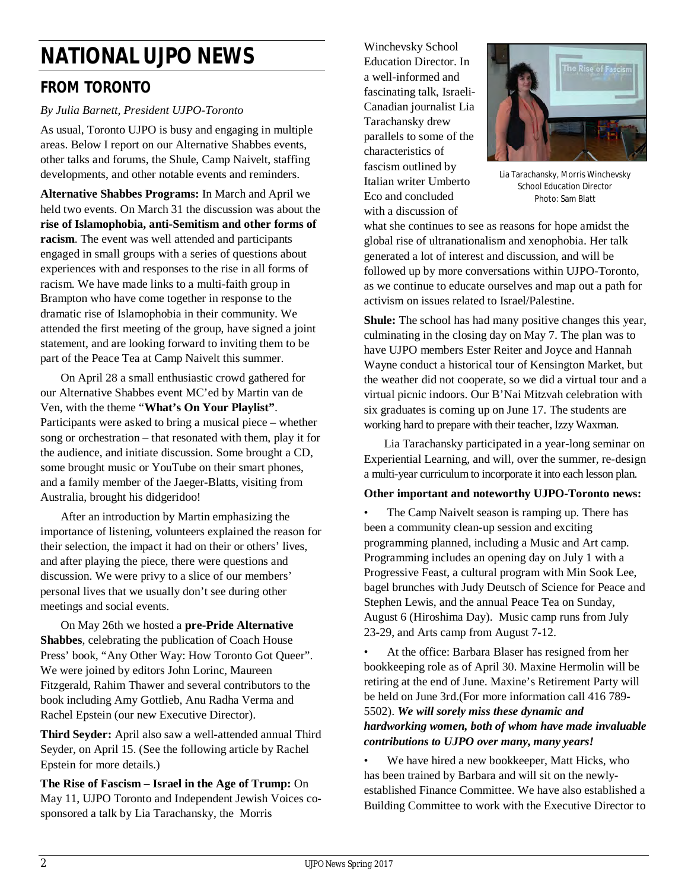# NATIONAL UJPO NEWS

## FROM TORONTO

*By Julia Barnett, President UJPO-Toronto*

As usual, Toronto UJPO is busy and engaging in multiple areas. Below I report on our Alternative Shabbes events, other talks and forums, the Shule, Camp Naivelt, staffing developments, and other notable events and reminders.

**Alternative Shabbes Programs:** In March and April we held two events. On March 31 the discussion was about the **rise of Islamophobia, anti-Semitism and other forms of racism**. The event was well attended and participants engaged in small groups with a series of questions about experiences with and responses to the rise in all forms of racism. We have made links to a multi-faith group in Brampton who have come together in response to the dramatic rise of Islamophobia in their community. We attended the first meeting of the group, have signed a joint statement, and are looking forward to inviting them to be part of the Peace Tea at Camp Naivelt this summer.

On April 28 a small enthusiastic crowd gathered for our Alternative Shabbes event MC'ed by Martin van de Ven, with the theme "**What's On Your Playlist"**. Participants were asked to bring a musical piece – whether song or orchestration – that resonated with them, play it for the audience, and initiate discussion. Some brought a CD, some brought music or YouTube on their smart phones, and a family member of the Jaeger-Blatts, visiting from Australia, brought his didgeridoo!

After an introduction by Martin emphasizing the importance of listening, volunteers explained the reason for their selection, the impact it had on their or others' lives, and after playing the piece, there were questions and discussion. We were privy to a slice of our members' personal lives that we usually don't see during other meetings and social events.

On May 26th we hosted a **pre-Pride Alternative Shabbes**, celebrating the publication of Coach House Press' book, "Any Other Way: How Toronto Got Queer". We were joined by editors John Lorinc, Maureen Fitzgerald, Rahim Thawer and several contributors to the book including Amy Gottlieb, Anu Radha Verma and Rachel Epstein (our new Executive Director).

**Third Seyder:** April also saw a well-attended annual Third Seyder, on April 15. (See the following article by Rachel Epstein for more details.)

**The Rise of Fascism – Israel in the Age of Trump:** On May 11, UJPO Toronto and Independent Jewish Voices co-sponsored a talk by Lia Tarachansky, the Morris Winchevsky School Education Director. In a well-informed and fascinating talk, Israeli-Canadian journalist Lia Tarachansky drew parallels to some of the characteristics of fascism outlined by Italian writer Umberto Eco and concluded with a discussion of what she continues to see as reasons for hope amidst the global rise of ultranationalism and xenophobia. Her talk generated a lot of interest and discussion, and will be followed up by more conversations within UJPO-Toronto, as we continue to educate ourselves and map out a path for activism on issues related to Israel/Palestine.

Lia Tarachansky, Morris Winchevsky School Education Director
Photo: Sam Blatt

**Shule:** The school has had many positive changes this year, culminating in the closing day on May 7. The plan was to have UJPO members Ester Reiter and Joyce and Hannah Wayne conduct a historical tour of Kensington Market, but the weather did not cooperate, so we did a virtual tour and a virtual picnic indoors. Our B'Nai Mitzvah celebration with six graduates is coming up on June 17. The students are working hard to prepare with their teacher, Izzy Waxman.

Lia Tarachansky participated in a year-long seminar on Experiential Learning, and will, over the summer, re-design a multi-year curriculum to incorporate it into each lesson plan.

**Other important and noteworthy UJPO-Toronto news:**

- The Camp Naivelt season is ramping up. There has been a community clean-up session and exciting programming planned, including a Music and Art camp. Programming includes an opening day on July 1 with a Progressive Feast, a cultural program with Min Sook Lee, bagel brunches with Judy Deutsch of Science for Peace and Stephen Lewis, and the annual Peace Tea on Sunday, August 6 (Hiroshima Day). Music camp runs from July 23-29, and Arts camp from August 7-12.
- At the office: Barbara Blaser has resigned from her bookkeeping role as of April 30. Maxine Hermolin will be retiring at the end of June. Maxine's Retirement Party will be held on June 3rd.(For more information call 416 789-5502). ***We will sorely miss these dynamic and hardworking women, both of whom have made invaluable contributions to UJPO over many, many years!***
- We have hired a new bookkeeper, Matt Hicks, who has been trained by Barbara and will sit on the newly-established Finance Committee. We have also established a Building Committee to work with the Executive Director to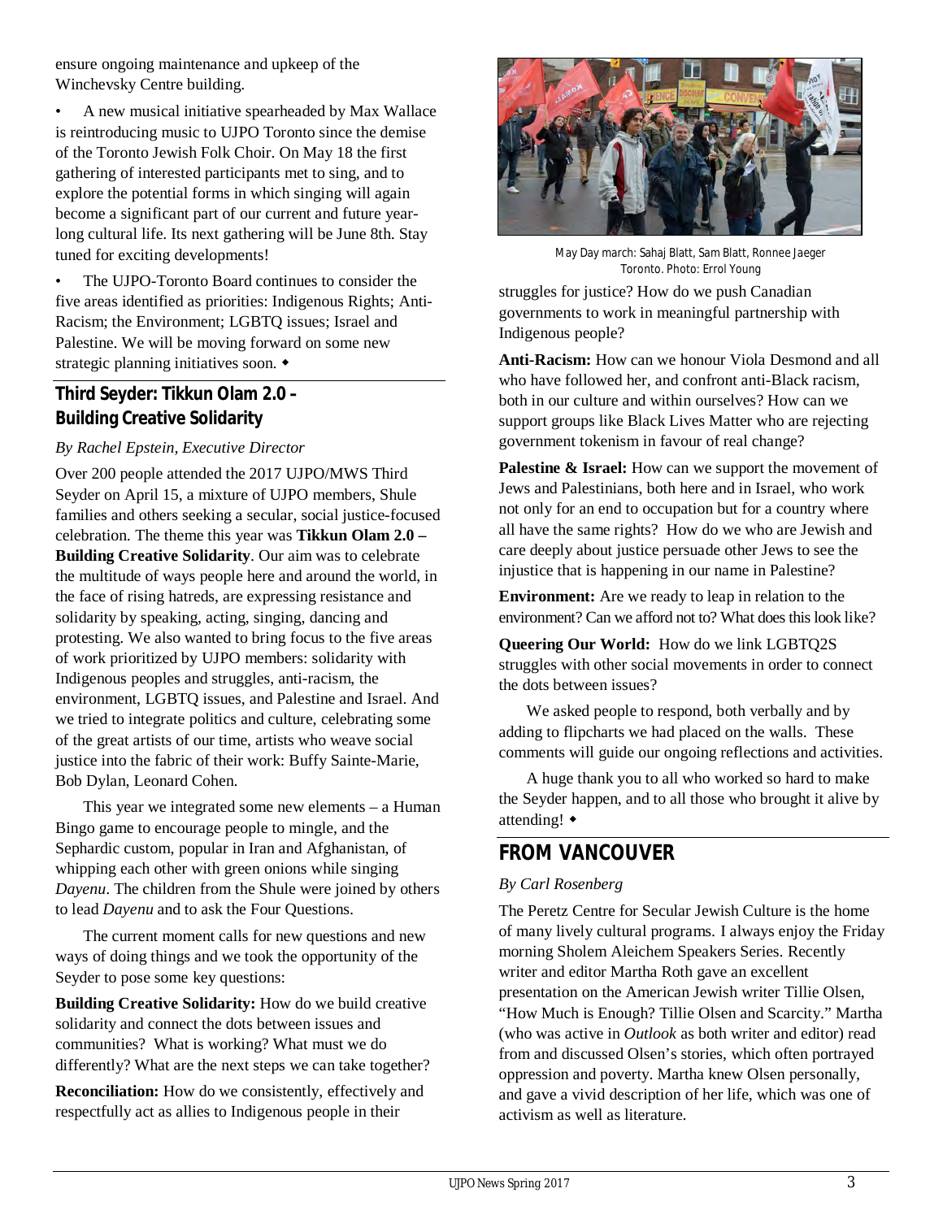ensure ongoing maintenance and upkeep of the Winchevsky Centre building.

- A new musical initiative spearheaded by Max Wallace is reintroducing music to UJPO Toronto since the demise of the Toronto Jewish Folk Choir. On May 18 the first gathering of interested participants met to sing, and to explore the potential forms in which singing will again become a significant part of our current and future year-long cultural life. Its next gathering will be June 8th. Stay tuned for exciting developments!
- The UJPO-Toronto Board continues to consider the five areas identified as priorities: Indigenous Rights; Anti-Racism; the Environment; LGBTQ issues; Israel and Palestine. We will be moving forward on some new strategic planning initiatives soon. ◆

## Third Seyder: Tikkun Olam 2.0 – Building Creative Solidarity

*By Rachel Epstein, Executive Director*

Over 200 people attended the 2017 UJPO/MWS Third Seyder on April 15, a mixture of UJPO members, Shule families and others seeking a secular, social justice-focused celebration. The theme this year was **Tikkun Olam 2.0 – Building Creative Solidarity**. Our aim was to celebrate the multitude of ways people here and around the world, in the face of rising hatreds, are expressing resistance and solidarity by speaking, acting, singing, dancing and protesting. We also wanted to bring focus to the five areas of work prioritized by UJPO members: solidarity with Indigenous peoples and struggles, anti-racism, the environment, LGBTQ issues, and Palestine and Israel. And we tried to integrate politics and culture, celebrating some of the great artists of our time, artists who weave social justice into the fabric of their work: Buffy Sainte-Marie, Bob Dylan, Leonard Cohen.

This year we integrated some new elements – a Human Bingo game to encourage people to mingle, and the Sephardic custom, popular in Iran and Afghanistan, of whipping each other with green onions while singing *Dayenu*. The children from the Shule were joined by others to lead *Dayenu* and to ask the Four Questions.

The current moment calls for new questions and new ways of doing things and we took the opportunity of the Seyder to pose some key questions:

**Building Creative Solidarity:** How do we build creative solidarity and connect the dots between issues and communities? What is working? What must we do differently? What are the next steps we can take together?

**Reconciliation:** How do we consistently, effectively and respectfully act as allies to Indigenous people in their struggles for justice? How do we push Canadian governments to work in meaningful partnership with Indigenous people?

May Day march: Sahaj Blatt, Sam Blatt, Ronnee Jaeger Toronto. Photo: Errol Young

**Anti-Racism:** How can we honour Viola Desmond and all who have followed her, and confront anti-Black racism, both in our culture and within ourselves? How can we support groups like Black Lives Matter who are rejecting government tokenism in favour of real change?

**Palestine & Israel:** How can we support the movement of Jews and Palestinians, both here and in Israel, who work not only for an end to occupation but for a country where all have the same rights? How do we who are Jewish and care deeply about justice persuade other Jews to see the injustice that is happening in our name in Palestine?

**Environment:** Are we ready to leap in relation to the environment? Can we afford not to? What does this look like?

**Queering Our World:** How do we link LGBTQ2S struggles with other social movements in order to connect the dots between issues?

We asked people to respond, both verbally and by adding to flipcharts we had placed on the walls. These comments will guide our ongoing reflections and activities.

A huge thank you to all who worked so hard to make the Seyder happen, and to all those who brought it alive by attending! ◆

## FROM VANCOUVER

*By Carl Rosenberg*

The Peretz Centre for Secular Jewish Culture is the home of many lively cultural programs. I always enjoy the Friday morning Sholem Aleichem Speakers Series. Recently writer and editor Martha Roth gave an excellent presentation on the American Jewish writer Tillie Olsen, "How Much is Enough? Tillie Olsen and Scarcity." Martha (who was active in *Outlook* as both writer and editor) read from and discussed Olsen's stories, which often portrayed oppression and poverty. Martha knew Olsen personally, and gave a vivid description of her life, which was one of activism as well as literature.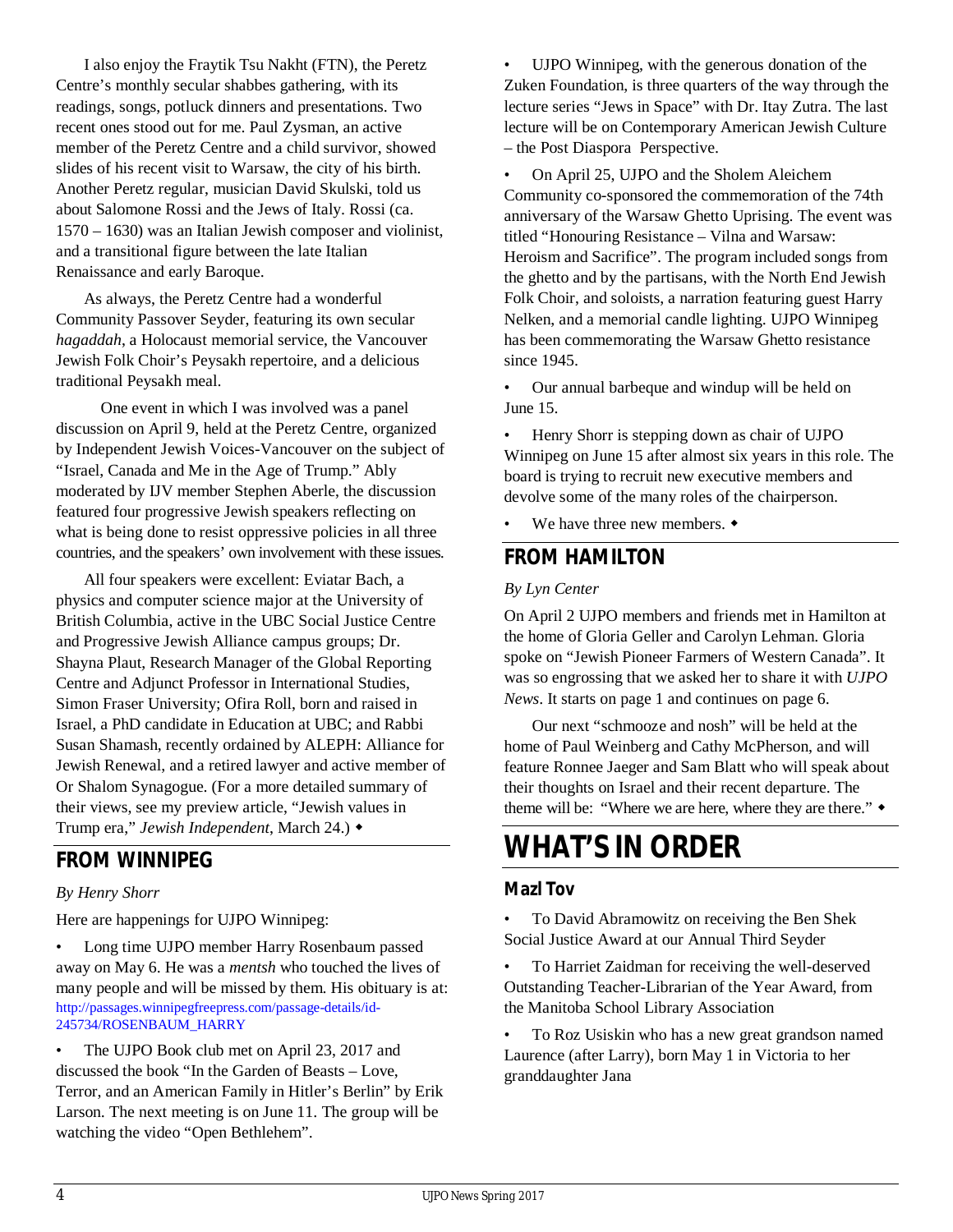I also enjoy the Fraytik Tsu Nakht (FTN), the Peretz Centre's monthly secular shabbes gathering, with its readings, songs, potluck dinners and presentations. Two recent ones stood out for me. Paul Zysman, an active member of the Peretz Centre and a child survivor, showed slides of his recent visit to Warsaw, the city of his birth. Another Peretz regular, musician David Skulski, told us about Salomone Rossi and the Jews of Italy. Rossi (ca. 1570 – 1630) was an Italian Jewish composer and violinist, and a transitional figure between the late Italian Renaissance and early Baroque.

As always, the Peretz Centre had a wonderful Community Passover Seyder, featuring its own secular *hagaddah*, a Holocaust memorial service, the Vancouver Jewish Folk Choir's Peysakh repertoire, and a delicious traditional Peysakh meal.

One event in which I was involved was a panel discussion on April 9, held at the Peretz Centre, organized by Independent Jewish Voices-Vancouver on the subject of "Israel, Canada and Me in the Age of Trump." Ably moderated by IJV member Stephen Aberle, the discussion featured four progressive Jewish speakers reflecting on what is being done to resist oppressive policies in all three countries, and the speakers' own involvement with these issues.

All four speakers were excellent: Eviatar Bach, a physics and computer science major at the University of British Columbia, active in the UBC Social Justice Centre and Progressive Jewish Alliance campus groups; Dr. Shayna Plaut, Research Manager of the Global Reporting Centre and Adjunct Professor in International Studies, Simon Fraser University; Ofira Roll, born and raised in Israel, a PhD candidate in Education at UBC; and Rabbi Susan Shamash, recently ordained by ALEPH: Alliance for Jewish Renewal, and a retired lawyer and active member of Or Shalom Synagogue. (For a more detailed summary of their views, see my preview article, "Jewish values in Trump era," *Jewish Independent*, March 24.) ◆

## FROM WINNIPEG

*By Henry Shorr*

Here are happenings for UJPO Winnipeg:

- Long time UJPO member Harry Rosenbaum passed away on May 6. He was a *mentsh* who touched the lives of many people and will be missed by them. His obituary is at: http://passages.winnipegfreepress.com/passage-details/id-245734/ROSENBAUM_HARRY
- The UJPO Book club met on April 23, 2017 and discussed the book "In the Garden of Beasts – Love, Terror, and an American Family in Hitler's Berlin" by Erik Larson. The next meeting is on June 11. The group will be watching the video "Open Bethlehem".
- UJPO Winnipeg, with the generous donation of the Zuken Foundation, is three quarters of the way through the lecture series "Jews in Space" with Dr. Itay Zutra. The last lecture will be on Contemporary American Jewish Culture – the Post Diaspora Perspective.
- On April 25, UJPO and the Sholem Aleichem Community co-sponsored the commemoration of the 74th anniversary of the Warsaw Ghetto Uprising. The event was titled "Honouring Resistance – Vilna and Warsaw: Heroism and Sacrifice". The program included songs from the ghetto and by the partisans, with the North End Jewish Folk Choir, and soloists, a narration featuring guest Harry Nelken, and a memorial candle lighting. UJPO Winnipeg has been commemorating the Warsaw Ghetto resistance since 1945.
- Our annual barbeque and windup will be held on June 15.
- Henry Shorr is stepping down as chair of UJPO Winnipeg on June 15 after almost six years in this role. The board is trying to recruit new executive members and devolve some of the many roles of the chairperson.
- We have three new members. ◆

## FROM HAMILTON

*By Lyn Center*

On April 2 UJPO members and friends met in Hamilton at the home of Gloria Geller and Carolyn Lehman. Gloria spoke on "Jewish Pioneer Farmers of Western Canada". It was so engrossing that we asked her to share it with *UJPO News*. It starts on page 1 and continues on page 6.

Our next "schmooze and nosh" will be held at the home of Paul Weinberg and Cathy McPherson, and will feature Ronnee Jaeger and Sam Blatt who will speak about their thoughts on Israel and their recent departure. The theme will be: "Where we are here, where they are there." ◆

# WHAT'S IN ORDER

### Mazl Tov

- To David Abramowitz on receiving the Ben Shek Social Justice Award at our Annual Third Seyder
- To Harriet Zaidman for receiving the well-deserved Outstanding Teacher-Librarian of the Year Award, from the Manitoba School Library Association
- To Roz Usiskin who has a new great grandson named Laurence (after Larry), born May 1 in Victoria to her granddaughter Jana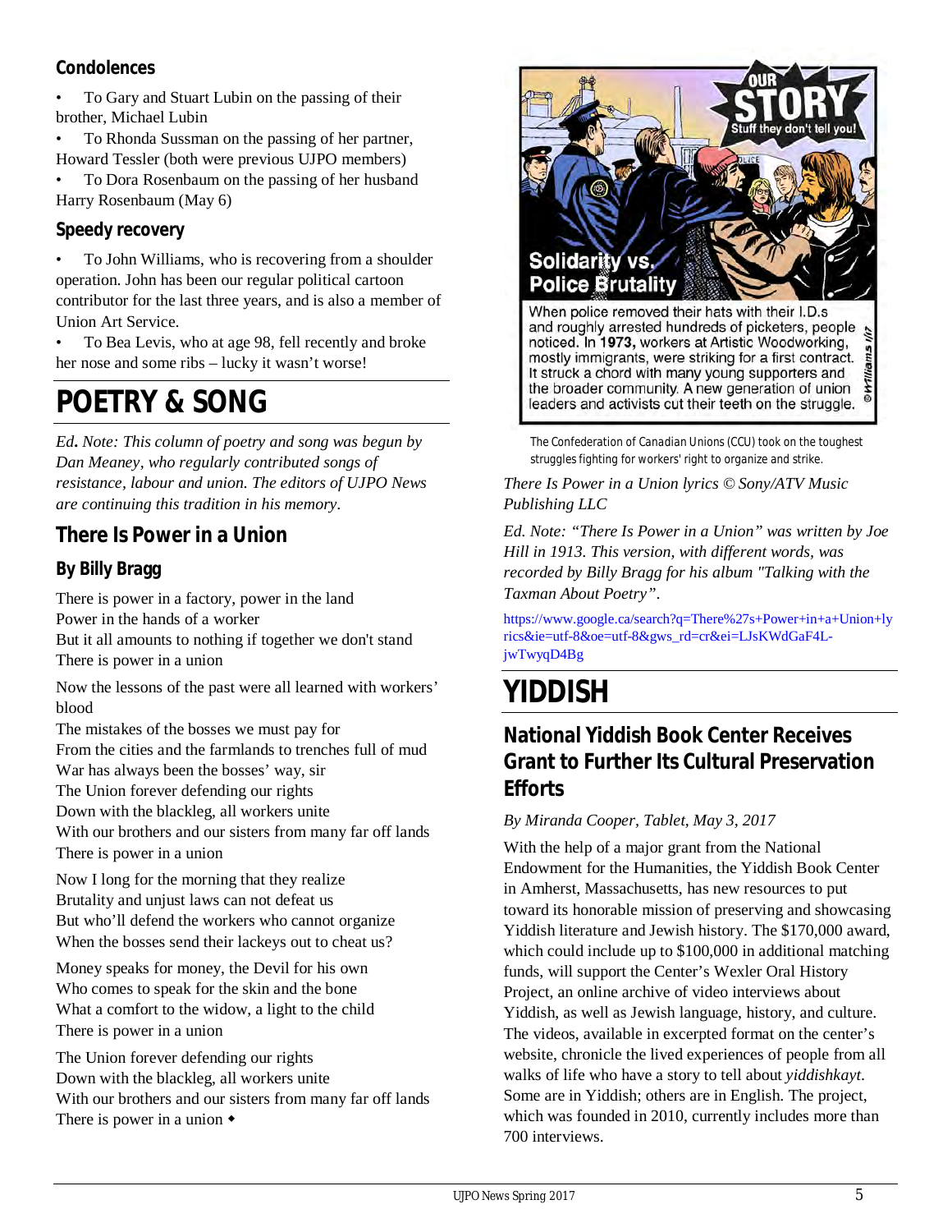## Condolences

- To Gary and Stuart Lubin on the passing of their brother, Michael Lubin
- To Rhonda Sussman on the passing of her partner, Howard Tessler (both were previous UJPO members)
- To Dora Rosenbaum on the passing of her husband Harry Rosenbaum (May 6)

## Speedy recovery

- To John Williams, who is recovering from a shoulder operation. John has been our regular political cartoon contributor for the last three years, and is also a member of Union Art Service.
- To Bea Levis, who at age 98, fell recently and broke her nose and some ribs – lucky it wasn't worse!

# POETRY & SONG

*Ed. Note: This column of poetry and song was begun by Dan Meaney, who regularly contributed songs of resistance, labour and union. The editors of UJPO News are continuing this tradition in his memory.*

## There Is Power in a Union

### By Billy Bragg

There is power in a factory, power in the land
Power in the hands of a worker
But it all amounts to nothing if together we don't stand
There is power in a union

Now the lessons of the past were all learned with workers' blood
The mistakes of the bosses we must pay for
From the cities and the farmlands to trenches full of mud
War has always been the bosses' way, sir
The Union forever defending our rights
Down with the blackleg, all workers unite
With our brothers and our sisters from many far off lands
There is power in a union

Now I long for the morning that they realize
Brutality and unjust laws can not defeat us
But who'll defend the workers who cannot organize
When the bosses send their lackeys out to cheat us?

Money speaks for money, the Devil for his own
Who comes to speak for the skin and the bone
What a comfort to the widow, a light to the child
There is power in a union

The Union forever defending our rights
Down with the blackleg, all workers unite
With our brothers and our sisters from many far off lands
There is power in a union ◆

OUR STORY Stuff they don't tell you!

Solidarity vs. Police Brutality

When police removed their hats with their I.D.s and roughly arrested hundreds of picketers, people noticed. In **1973**, workers at Artistic Woodworking, mostly immigrants, were striking for a first contract. It struck a chord with many young supporters and the broader community. A new generation of union leaders and activists cut their teeth on the struggle. ©Williams 1/17

The Confederation of Canadian Unions (CCU) took on the toughest struggles fighting for workers' right to organize and strike.

*There Is Power in a Union lyrics © Sony/ATV Music Publishing LLC*

*Ed. Note: "There Is Power in a Union" was written by Joe Hill in 1913. This version, with different words, was recorded by Billy Bragg for his album "Talking with the Taxman About Poetry".*

https://www.google.ca/search?q=There%27s+Power+in+a+Union+lyrics&ie=utf-8&oe=utf-8&gws_rd=cr&ei=LJsKWdGaF4L-jwTwyqD4Bg

# YIDDISH

## National Yiddish Book Center Receives Grant to Further Its Cultural Preservation Efforts

*By Miranda Cooper, Tablet, May 3, 2017*

With the help of a major grant from the National Endowment for the Humanities, the Yiddish Book Center in Amherst, Massachusetts, has new resources to put toward its honorable mission of preserving and showcasing Yiddish literature and Jewish history. The $170,000 award, which could include up to $100,000 in additional matching funds, will support the Center's Wexler Oral History Project, an online archive of video interviews about Yiddish, as well as Jewish language, history, and culture. The videos, available in excerpted format on the center's website, chronicle the lived experiences of people from all walks of life who have a story to tell about *yiddishkayt*. Some are in Yiddish; others are in English. The project, which was founded in 2010, currently includes more than 700 interviews.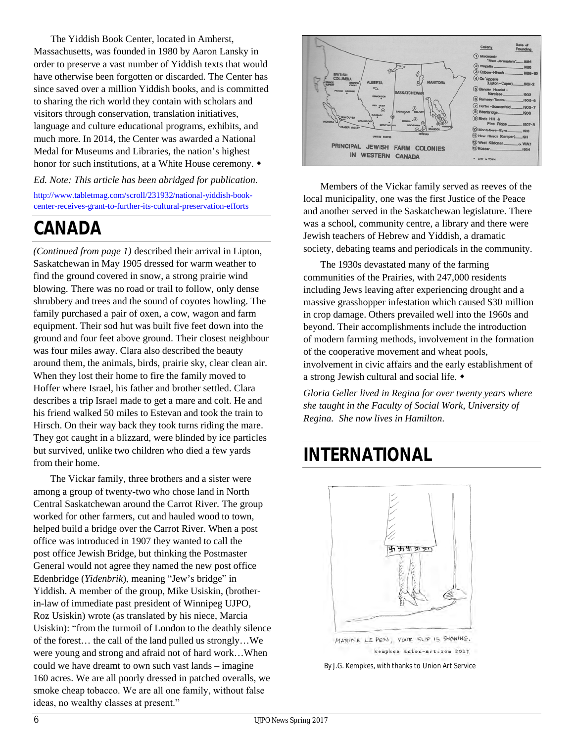The Yiddish Book Center, located in Amherst, Massachusetts, was founded in 1980 by Aaron Lansky in order to preserve a vast number of Yiddish texts that would have otherwise been forgotten or discarded. The Center has since saved over a million Yiddish books, and is committed to sharing the rich world they contain with scholars and visitors through conservation, translation initiatives, language and culture educational programs, exhibits, and much more. In 2014, the Center was awarded a National Medal for Museums and Libraries, the nation's highest honor for such institutions, at a White House ceremony. ◆

*Ed. Note: This article has been abridged for publication.*

http://www.tabletmag.com/scroll/231932/national-yiddish-book-center-receives-grant-to-further-its-cultural-preservation-efforts

# CANADA

*(Continued from page 1)* described their arrival in Lipton, Saskatchewan in May 1905 dressed for warm weather to find the ground covered in snow, a strong prairie wind blowing. There was no road or trail to follow, only dense shrubbery and trees and the sound of coyotes howling. The family purchased a pair of oxen, a cow, wagon and farm equipment. Their sod hut was built five feet down into the ground and four feet above ground. Their closest neighbour was four miles away. Clara also described the beauty around them, the animals, birds, prairie sky, clear clean air. When they lost their home to fire the family moved to Hoffer where Israel, his father and brother settled. Clara describes a trip Israel made to get a mare and colt. He and his friend walked 50 miles to Estevan and took the train to Hirsch. On their way back they took turns riding the mare. They got caught in a blizzard, were blinded by ice particles but survived, unlike two children who died a few yards from their home.

The Vickar family, three brothers and a sister were among a group of twenty-two who chose land in North Central Saskatchewan around the Carrot River. The group worked for other farmers, cut and hauled wood to town, helped build a bridge over the Carrot River. When a post office was introduced in 1907 they wanted to call the post office Jewish Bridge, but thinking the Postmaster General would not agree they named the new post office Edenbridge (*Yidenbrik*), meaning "Jew's bridge" in Yiddish. A member of the group, Mike Usiskin, (brother-in-law of immediate past president of Winnipeg UJPO, Roz Usiskin) wrote (as translated by his niece, Marcia Usiskin): "from the turmoil of London to the deathly silence of the forest… the call of the land pulled us strongly…We were young and strong and afraid not of hard work…When could we have dreamt to own such vast lands – imagine 160 acres. We are all poorly dressed in patched overalls, we smoke cheap tobacco. We are all one family, without false ideas, no wealthy classes at present."

PRINCIPAL JEWISH FARM COLONIES IN WESTERN CANADA

| Colony | Date of Founding |
|---|---|
| (1) Moosomin "New Jerusalem" | 1884 |
| (2) Wapella | 1886 |
| (3) Oxbow–Hirsch | 1888–92 |
| (4) Qu'Appelle (Lipton–Cupar) | 1901–2 |
| (5) Bender Hamlet – Narcisse | 1902 |
| (6) Rumsey–Trochu | 1905–6 |
| (7) Hoffer–Sonnenfeld | 1905–7 |
| (8) Edenbridge | 1906 |
| (9) Birds Hill & Pine Ridge | 1907–8 |
| (10) Montefiore–Eyre | 1910 |
| (11) New Hirsch (Camper) | 1911 |
| (12) West Kildonan | ca WW1 |
| (13) Rosser | 1934 |

Members of the Vickar family served as reeves of the local municipality, one was the first Justice of the Peace and another served in the Saskatchewan legislature. There was a school, community centre, a library and there were Jewish teachers of Hebrew and Yiddish, a dramatic society, debating teams and periodicals in the community.

The 1930s devastated many of the farming communities of the Prairies, with 247,000 residents including Jews leaving after experiencing drought and a massive grasshopper infestation which caused $30 million in crop damage. Others prevailed well into the 1960s and beyond. Their accomplishments include the introduction of modern farming methods, involvement in the formation of the cooperative movement and wheat pools, involvement in civic affairs and the early establishment of a strong Jewish cultural and social life. ◆

*Gloria Geller lived in Regina for over twenty years where she taught in the Faculty of Social Work, University of Regina. She now lives in Hamilton.*

# INTERNATIONAL

MARINE LE PEN, YOUR SLIP IS SHOWING.

kempkes union-art.com 2017

By J.G. Kempkes, with thanks to Union Art Service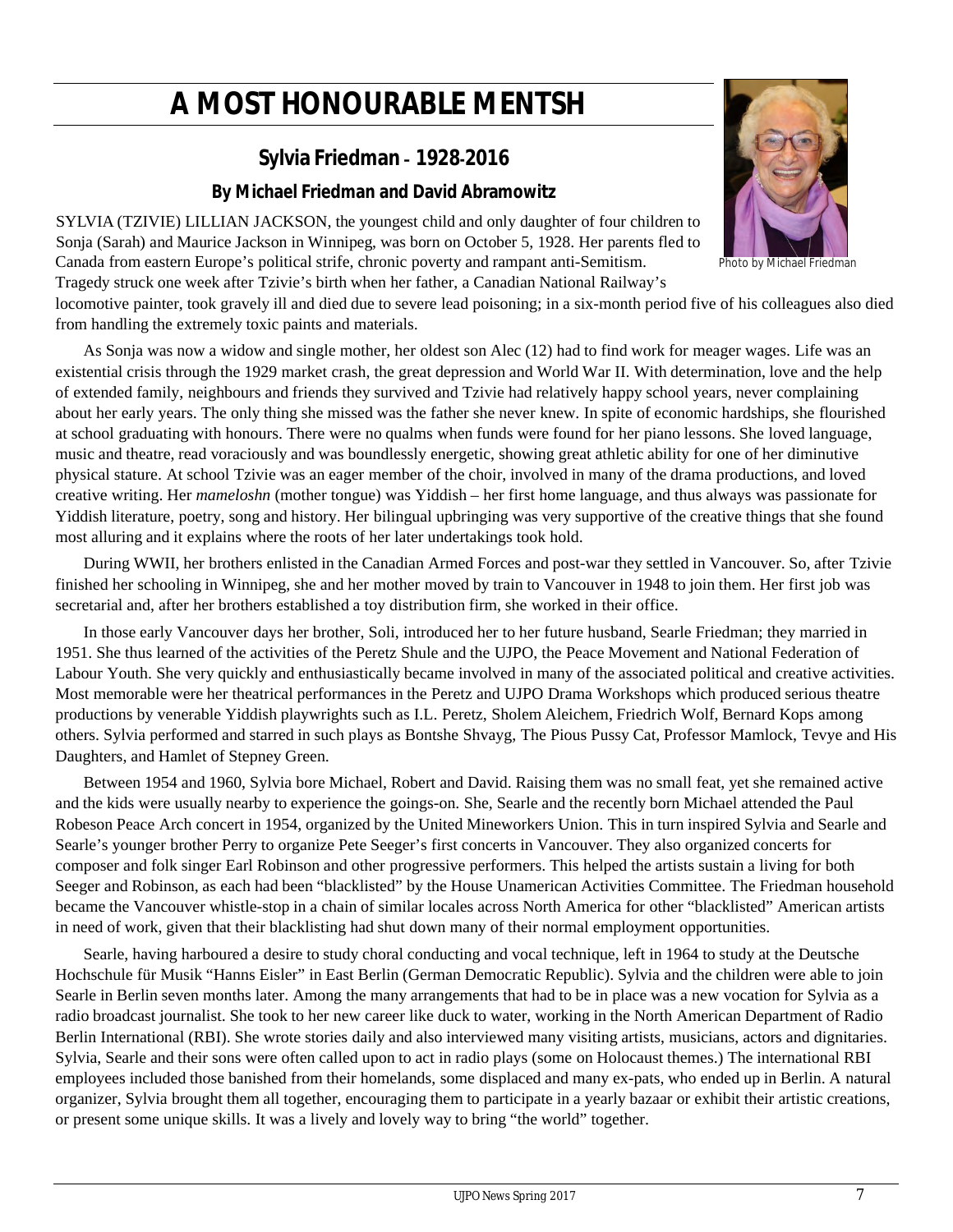# A MOST HONOURABLE MENTSH

## Sylvia Friedman – 1928-2016

### By Michael Friedman and David Abramowitz

Photo by Michael Friedman

SYLVIA (TZIVIE) LILLIAN JACKSON, the youngest child and only daughter of four children to Sonja (Sarah) and Maurice Jackson in Winnipeg, was born on October 5, 1928. Her parents fled to Canada from eastern Europe's political strife, chronic poverty and rampant anti-Semitism. Tragedy struck one week after Tzivie's birth when her father, a Canadian National Railway's locomotive painter, took gravely ill and died due to severe lead poisoning; in a six-month period five of his colleagues also died from handling the extremely toxic paints and materials.

As Sonja was now a widow and single mother, her oldest son Alec (12) had to find work for meager wages. Life was an existential crisis through the 1929 market crash, the great depression and World War II. With determination, love and the help of extended family, neighbours and friends they survived and Tzivie had relatively happy school years, never complaining about her early years. The only thing she missed was the father she never knew. In spite of economic hardships, she flourished at school graduating with honours. There were no qualms when funds were found for her piano lessons. She loved language, music and theatre, read voraciously and was boundlessly energetic, showing great athletic ability for one of her diminutive physical stature. At school Tzivie was an eager member of the choir, involved in many of the drama productions, and loved creative writing. Her *mameloshn* (mother tongue) was Yiddish – her first home language, and thus always was passionate for Yiddish literature, poetry, song and history. Her bilingual upbringing was very supportive of the creative things that she found most alluring and it explains where the roots of her later undertakings took hold.

During WWII, her brothers enlisted in the Canadian Armed Forces and post-war they settled in Vancouver. So, after Tzivie finished her schooling in Winnipeg, she and her mother moved by train to Vancouver in 1948 to join them. Her first job was secretarial and, after her brothers established a toy distribution firm, she worked in their office.

In those early Vancouver days her brother, Soli, introduced her to her future husband, Searle Friedman; they married in 1951. She thus learned of the activities of the Peretz Shule and the UJPO, the Peace Movement and National Federation of Labour Youth. She very quickly and enthusiastically became involved in many of the associated political and creative activities. Most memorable were her theatrical performances in the Peretz and UJPO Drama Workshops which produced serious theatre productions by venerable Yiddish playwrights such as I.L. Peretz, Sholem Aleichem, Friedrich Wolf, Bernard Kops among others. Sylvia performed and starred in such plays as Bontshe Shvayg, The Pious Pussy Cat, Professor Mamlock, Tevye and His Daughters, and Hamlet of Stepney Green.

Between 1954 and 1960, Sylvia bore Michael, Robert and David. Raising them was no small feat, yet she remained active and the kids were usually nearby to experience the goings-on. She, Searle and the recently born Michael attended the Paul Robeson Peace Arch concert in 1954, organized by the United Mineworkers Union. This in turn inspired Sylvia and Searle and Searle's younger brother Perry to organize Pete Seeger's first concerts in Vancouver. They also organized concerts for composer and folk singer Earl Robinson and other progressive performers. This helped the artists sustain a living for both Seeger and Robinson, as each had been "blacklisted" by the House Unamerican Activities Committee. The Friedman household became the Vancouver whistle-stop in a chain of similar locales across North America for other "blacklisted" American artists in need of work, given that their blacklisting had shut down many of their normal employment opportunities.

Searle, having harboured a desire to study choral conducting and vocal technique, left in 1964 to study at the Deutsche Hochschule für Musik "Hanns Eisler" in East Berlin (German Democratic Republic). Sylvia and the children were able to join Searle in Berlin seven months later. Among the many arrangements that had to be in place was a new vocation for Sylvia as a radio broadcast journalist. She took to her new career like duck to water, working in the North American Department of Radio Berlin International (RBI). She wrote stories daily and also interviewed many visiting artists, musicians, actors and dignitaries. Sylvia, Searle and their sons were often called upon to act in radio plays (some on Holocaust themes.) The international RBI employees included those banished from their homelands, some displaced and many ex-pats, who ended up in Berlin. A natural organizer, Sylvia brought them all together, encouraging them to participate in a yearly bazaar or exhibit their artistic creations, or present some unique skills. It was a lively and lovely way to bring "the world" together.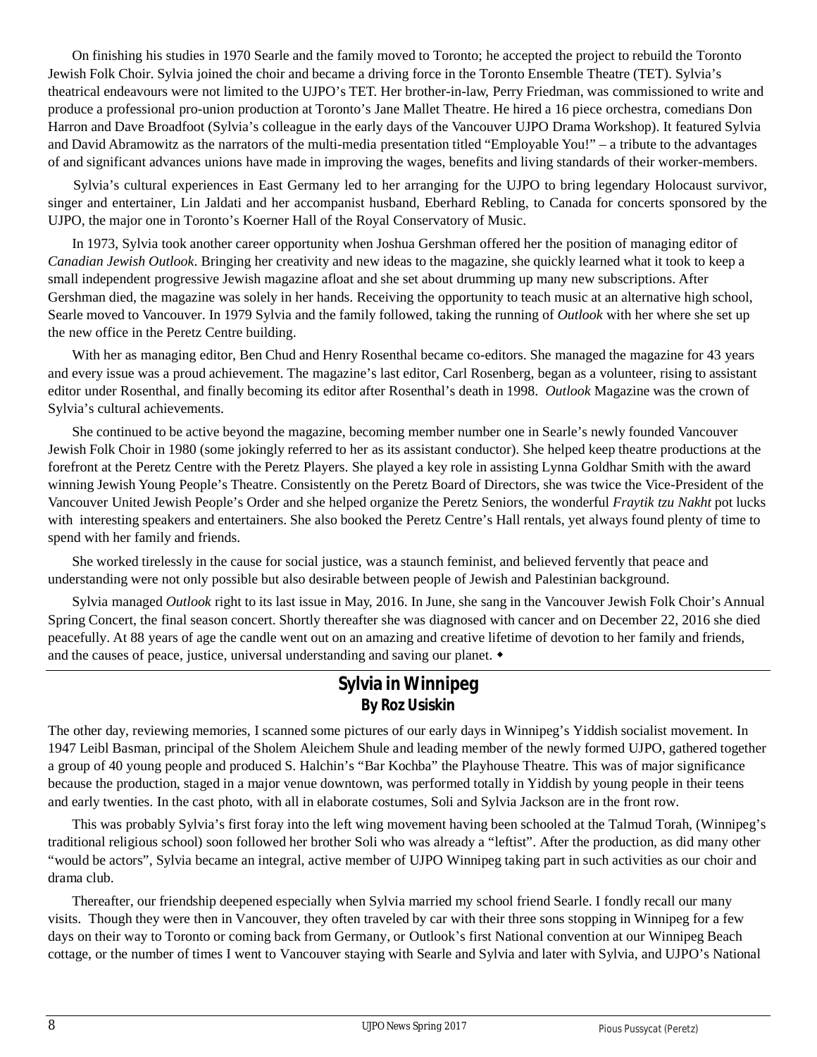On finishing his studies in 1970 Searle and the family moved to Toronto; he accepted the project to rebuild the Toronto Jewish Folk Choir. Sylvia joined the choir and became a driving force in the Toronto Ensemble Theatre (TET). Sylvia's theatrical endeavours were not limited to the UJPO's TET. Her brother-in-law, Perry Friedman, was commissioned to write and produce a professional pro-union production at Toronto's Jane Mallet Theatre. He hired a 16 piece orchestra, comedians Don Harron and Dave Broadfoot (Sylvia's colleague in the early days of the Vancouver UJPO Drama Workshop). It featured Sylvia and David Abramowitz as the narrators of the multi-media presentation titled "Employable You!" – a tribute to the advantages of and significant advances unions have made in improving the wages, benefits and living standards of their worker-members.

Sylvia's cultural experiences in East Germany led to her arranging for the UJPO to bring legendary Holocaust survivor, singer and entertainer, Lin Jaldati and her accompanist husband, Eberhard Rebling, to Canada for concerts sponsored by the UJPO, the major one in Toronto's Koerner Hall of the Royal Conservatory of Music.

In 1973, Sylvia took another career opportunity when Joshua Gershman offered her the position of managing editor of *Canadian Jewish Outlook*. Bringing her creativity and new ideas to the magazine, she quickly learned what it took to keep a small independent progressive Jewish magazine afloat and she set about drumming up many new subscriptions. After Gershman died, the magazine was solely in her hands. Receiving the opportunity to teach music at an alternative high school, Searle moved to Vancouver. In 1979 Sylvia and the family followed, taking the running of *Outlook* with her where she set up the new office in the Peretz Centre building.

With her as managing editor, Ben Chud and Henry Rosenthal became co-editors. She managed the magazine for 43 years and every issue was a proud achievement. The magazine's last editor, Carl Rosenberg, began as a volunteer, rising to assistant editor under Rosenthal, and finally becoming its editor after Rosenthal's death in 1998. *Outlook* Magazine was the crown of Sylvia's cultural achievements.

She continued to be active beyond the magazine, becoming member number one in Searle's newly founded Vancouver Jewish Folk Choir in 1980 (some jokingly referred to her as its assistant conductor). She helped keep theatre productions at the forefront at the Peretz Centre with the Peretz Players. She played a key role in assisting Lynna Goldhar Smith with the award winning Jewish Young People's Theatre. Consistently on the Peretz Board of Directors, she was twice the Vice-President of the Vancouver United Jewish People's Order and she helped organize the Peretz Seniors, the wonderful *Fraytik tzu Nakht* pot lucks with interesting speakers and entertainers. She also booked the Peretz Centre's Hall rentals, yet always found plenty of time to spend with her family and friends.

She worked tirelessly in the cause for social justice, was a staunch feminist, and believed fervently that peace and understanding were not only possible but also desirable between people of Jewish and Palestinian background.

Sylvia managed *Outlook* right to its last issue in May, 2016. In June, she sang in the Vancouver Jewish Folk Choir's Annual Spring Concert, the final season concert. Shortly thereafter she was diagnosed with cancer and on December 22, 2016 she died peacefully. At 88 years of age the candle went out on an amazing and creative lifetime of devotion to her family and friends, and the causes of peace, justice, universal understanding and saving our planet. ◆

---

## Sylvia in Winnipeg

**By Roz Usiskin**

The other day, reviewing memories, I scanned some pictures of our early days in Winnipeg's Yiddish socialist movement. In 1947 Leibl Basman, principal of the Sholem Aleichem Shule and leading member of the newly formed UJPO, gathered together a group of 40 young people and produced S. Halchin's "Bar Kochba" the Playhouse Theatre. This was of major significance because the production, staged in a major venue downtown, was performed totally in Yiddish by young people in their teens and early twenties. In the cast photo, with all in elaborate costumes, Soli and Sylvia Jackson are in the front row.

This was probably Sylvia's first foray into the left wing movement having been schooled at the Talmud Torah, (Winnipeg's traditional religious school) soon followed her brother Soli who was already a "leftist". After the production, as did many other "would be actors", Sylvia became an integral, active member of UJPO Winnipeg taking part in such activities as our choir and drama club.

Thereafter, our friendship deepened especially when Sylvia married my school friend Searle. I fondly recall our many visits. Though they were then in Vancouver, they often traveled by car with their three sons stopping in Winnipeg for a few days on their way to Toronto or coming back from Germany, or Outlook's first National convention at our Winnipeg Beach cottage, or the number of times I went to Vancouver staying with Searle and Sylvia and later with Sylvia, and UJPO's National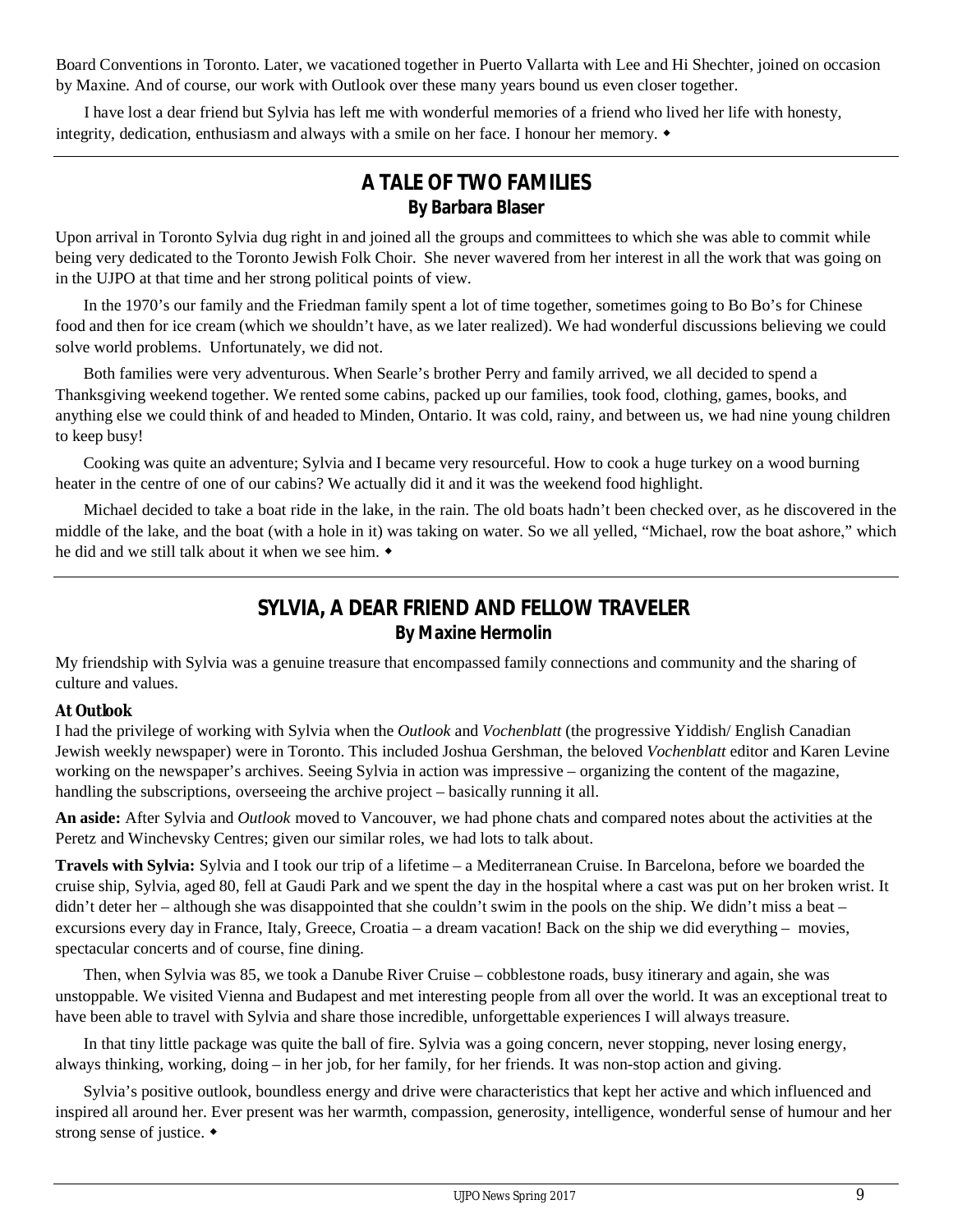Board Conventions in Toronto. Later, we vacationed together in Puerto Vallarta with Lee and Hi Shechter, joined on occasion by Maxine. And of course, our work with Outlook over these many years bound us even closer together.

I have lost a dear friend but Sylvia has left me with wonderful memories of a friend who lived her life with honesty, integrity, dedication, enthusiasm and always with a smile on her face. I honour her memory. ◆

## A TALE OF TWO FAMILIES

### By Barbara Blaser

Upon arrival in Toronto Sylvia dug right in and joined all the groups and committees to which she was able to commit while being very dedicated to the Toronto Jewish Folk Choir. She never wavered from her interest in all the work that was going on in the UJPO at that time and her strong political points of view.

In the 1970's our family and the Friedman family spent a lot of time together, sometimes going to Bo Bo's for Chinese food and then for ice cream (which we shouldn't have, as we later realized). We had wonderful discussions believing we could solve world problems. Unfortunately, we did not.

Both families were very adventurous. When Searle's brother Perry and family arrived, we all decided to spend a Thanksgiving weekend together. We rented some cabins, packed up our families, took food, clothing, games, books, and anything else we could think of and headed to Minden, Ontario. It was cold, rainy, and between us, we had nine young children to keep busy!

Cooking was quite an adventure; Sylvia and I became very resourceful. How to cook a huge turkey on a wood burning heater in the centre of one of our cabins? We actually did it and it was the weekend food highlight.

Michael decided to take a boat ride in the lake, in the rain. The old boats hadn't been checked over, as he discovered in the middle of the lake, and the boat (with a hole in it) was taking on water. So we all yelled, "Michael, row the boat ashore," which he did and we still talk about it when we see him. ◆

## SYLVIA, A DEAR FRIEND AND FELLOW TRAVELER

### By Maxine Hermolin

My friendship with Sylvia was a genuine treasure that encompassed family connections and community and the sharing of culture and values.

**At Outlook**

I had the privilege of working with Sylvia when the *Outlook* and *Vochenblatt* (the progressive Yiddish/ English Canadian Jewish weekly newspaper) were in Toronto. This included Joshua Gershman, the beloved *Vochenblatt* editor and Karen Levine working on the newspaper's archives. Seeing Sylvia in action was impressive – organizing the content of the magazine, handling the subscriptions, overseeing the archive project – basically running it all.

**An aside:** After Sylvia and *Outlook* moved to Vancouver, we had phone chats and compared notes about the activities at the Peretz and Winchevsky Centres; given our similar roles, we had lots to talk about.

**Travels with Sylvia:** Sylvia and I took our trip of a lifetime – a Mediterranean Cruise. In Barcelona, before we boarded the cruise ship, Sylvia, aged 80, fell at Gaudi Park and we spent the day in the hospital where a cast was put on her broken wrist. It didn't deter her – although she was disappointed that she couldn't swim in the pools on the ship. We didn't miss a beat – excursions every day in France, Italy, Greece, Croatia – a dream vacation! Back on the ship we did everything – movies, spectacular concerts and of course, fine dining.

Then, when Sylvia was 85, we took a Danube River Cruise – cobblestone roads, busy itinerary and again, she was unstoppable. We visited Vienna and Budapest and met interesting people from all over the world. It was an exceptional treat to have been able to travel with Sylvia and share those incredible, unforgettable experiences I will always treasure.

In that tiny little package was quite the ball of fire. Sylvia was a going concern, never stopping, never losing energy, always thinking, working, doing – in her job, for her family, for her friends. It was non-stop action and giving.

Sylvia's positive outlook, boundless energy and drive were characteristics that kept her active and which influenced and inspired all around her. Ever present was her warmth, compassion, generosity, intelligence, wonderful sense of humour and her strong sense of justice. ◆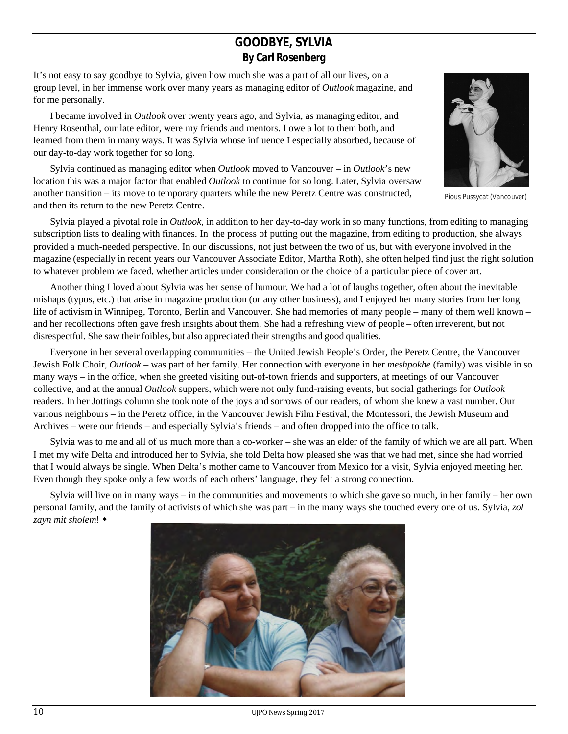## GOODBYE, SYLVIA

**By Carl Rosenberg**

It's not easy to say goodbye to Sylvia, given how much she was a part of all our lives, on a group level, in her immense work over many years as managing editor of *Outlook* magazine, and for me personally.

I became involved in *Outlook* over twenty years ago, and Sylvia, as managing editor, and Henry Rosenthal, our late editor, were my friends and mentors. I owe a lot to them both, and learned from them in many ways. It was Sylvia whose influence I especially absorbed, because of our day-to-day work together for so long.

Sylvia continued as managing editor when *Outlook* moved to Vancouver – in *Outlook*'s new location this was a major factor that enabled *Outlook* to continue for so long. Later, Sylvia oversaw another transition – its move to temporary quarters while the new Peretz Centre was constructed, and then its return to the new Peretz Centre.

Pious Pussycat (Vancouver)

Sylvia played a pivotal role in *Outlook*, in addition to her day-to-day work in so many functions, from editing to managing subscription lists to dealing with finances. In the process of putting out the magazine, from editing to production, she always provided a much-needed perspective. In our discussions, not just between the two of us, but with everyone involved in the magazine (especially in recent years our Vancouver Associate Editor, Martha Roth), she often helped find just the right solution to whatever problem we faced, whether articles under consideration or the choice of a particular piece of cover art.

Another thing I loved about Sylvia was her sense of humour. We had a lot of laughs together, often about the inevitable mishaps (typos, etc.) that arise in magazine production (or any other business), and I enjoyed her many stories from her long life of activism in Winnipeg, Toronto, Berlin and Vancouver. She had memories of many people – many of them well known – and her recollections often gave fresh insights about them. She had a refreshing view of people – often irreverent, but not disrespectful. She saw their foibles, but also appreciated their strengths and good qualities.

Everyone in her several overlapping communities – the United Jewish People's Order, the Peretz Centre, the Vancouver Jewish Folk Choir, *Outlook* – was part of her family. Her connection with everyone in her *meshpokhe* (family) was visible in so many ways – in the office, when she greeted visiting out-of-town friends and supporters, at meetings of our Vancouver collective, and at the annual *Outlook* suppers, which were not only fund-raising events, but social gatherings for *Outlook* readers. In her Jottings column she took note of the joys and sorrows of our readers, of whom she knew a vast number. Our various neighbours – in the Peretz office, in the Vancouver Jewish Film Festival, the Montessori, the Jewish Museum and Archives – were our friends – and especially Sylvia's friends – and often dropped into the office to talk.

Sylvia was to me and all of us much more than a co-worker – she was an elder of the family of which we are all part. When I met my wife Delta and introduced her to Sylvia, she told Delta how pleased she was that we had met, since she had worried that I would always be single. When Delta's mother came to Vancouver from Mexico for a visit, Sylvia enjoyed meeting her. Even though they spoke only a few words of each others' language, they felt a strong connection.

Sylvia will live on in many ways – in the communities and movements to which she gave so much, in her family – her own personal family, and the family of activists of which she was part – in the many ways she touched every one of us. Sylvia, *zol zayn mit sholem*! ◆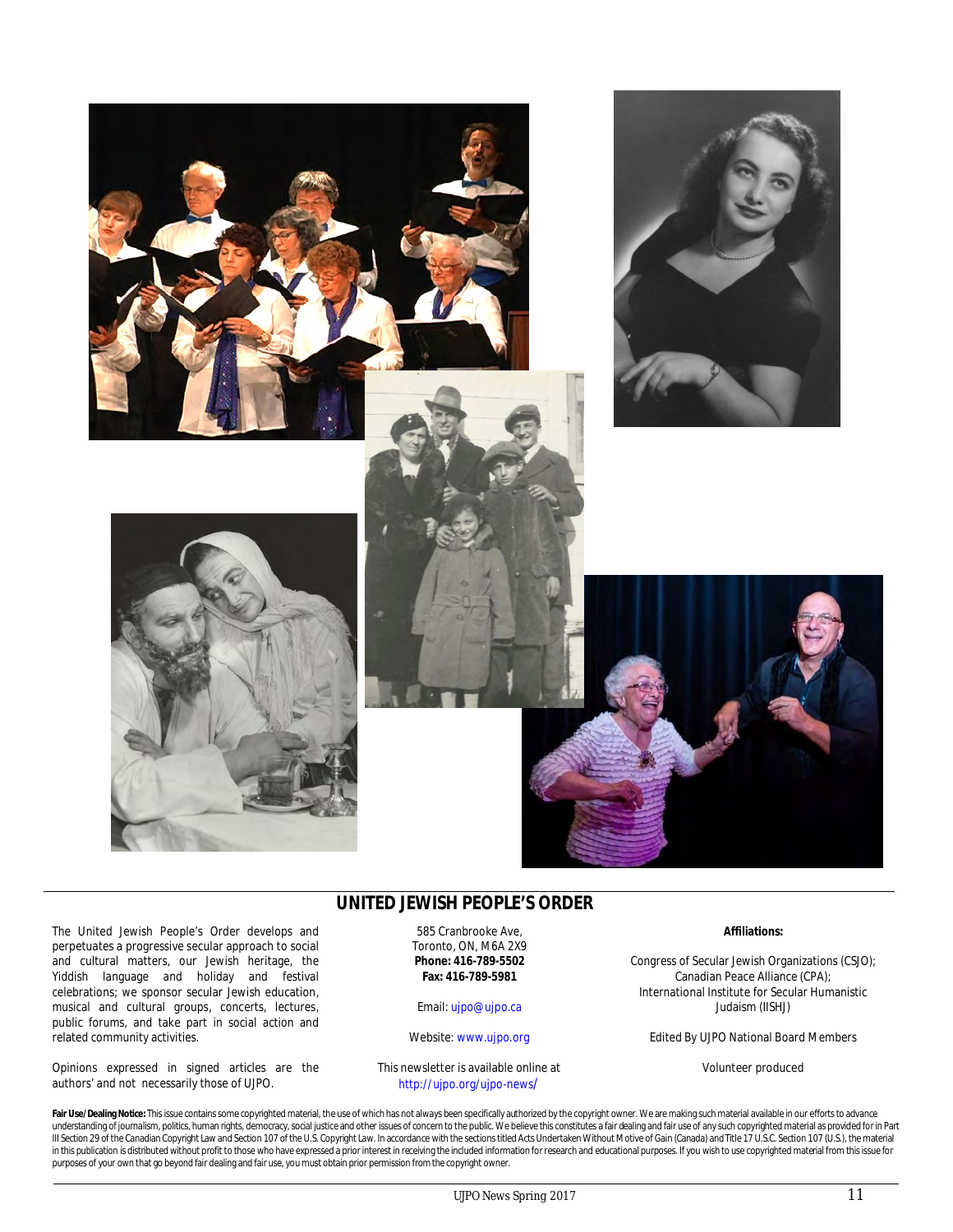## UNITED JEWISH PEOPLE'S ORDER

The United Jewish People's Order develops and perpetuates a progressive secular approach to social and cultural matters, our Jewish heritage, the Yiddish language and holiday and festival celebrations; we sponsor secular Jewish education, musical and cultural groups, concerts, lectures, public forums, and take part in social action and related community activities.

Opinions expressed in signed articles are the authors' and not necessarily those of UJPO.

585 Cranbrooke Ave,
Toronto, ON, M6A 2X9
**Phone: 416-789-5502**
**Fax: 416-789-5981**

Email: ujpo@ujpo.ca

Website: www.ujpo.org

This newsletter is available online at
http://ujpo.org/ujpo-news/

**Affiliations:**

Congress of Secular Jewish Organizations (CSJO);
Canadian Peace Alliance (CPA);
International Institute for Secular Humanistic Judaism (IISHJ)

Edited By UJPO National Board Members

Volunteer produced

**Fair Use/Dealing Notice:** This issue contains some copyrighted material, the use of which has not always been specifically authorized by the copyright owner. We are making such material available in our efforts to advance understanding of journalism, politics, human rights, democracy, social justice and other issues of concern to the public. We believe this constitutes a fair dealing and fair use of any such copyrighted material as provided for in Part III Section 29 of the Canadian Copyright Law and Section 107 of the U.S. Copyright Law. In accordance with the sections titled Acts Undertaken Without Motive of Gain (Canada) and Title 17 U.S.C. Section 107 (U.S.), the material in this publication is distributed without profit to those who have expressed a prior interest in receiving the included information for research and educational purposes. If you wish to use copyrighted material from this issue for purposes of your own that go beyond fair dealing and fair use, you must obtain prior permission from the copyright owner.